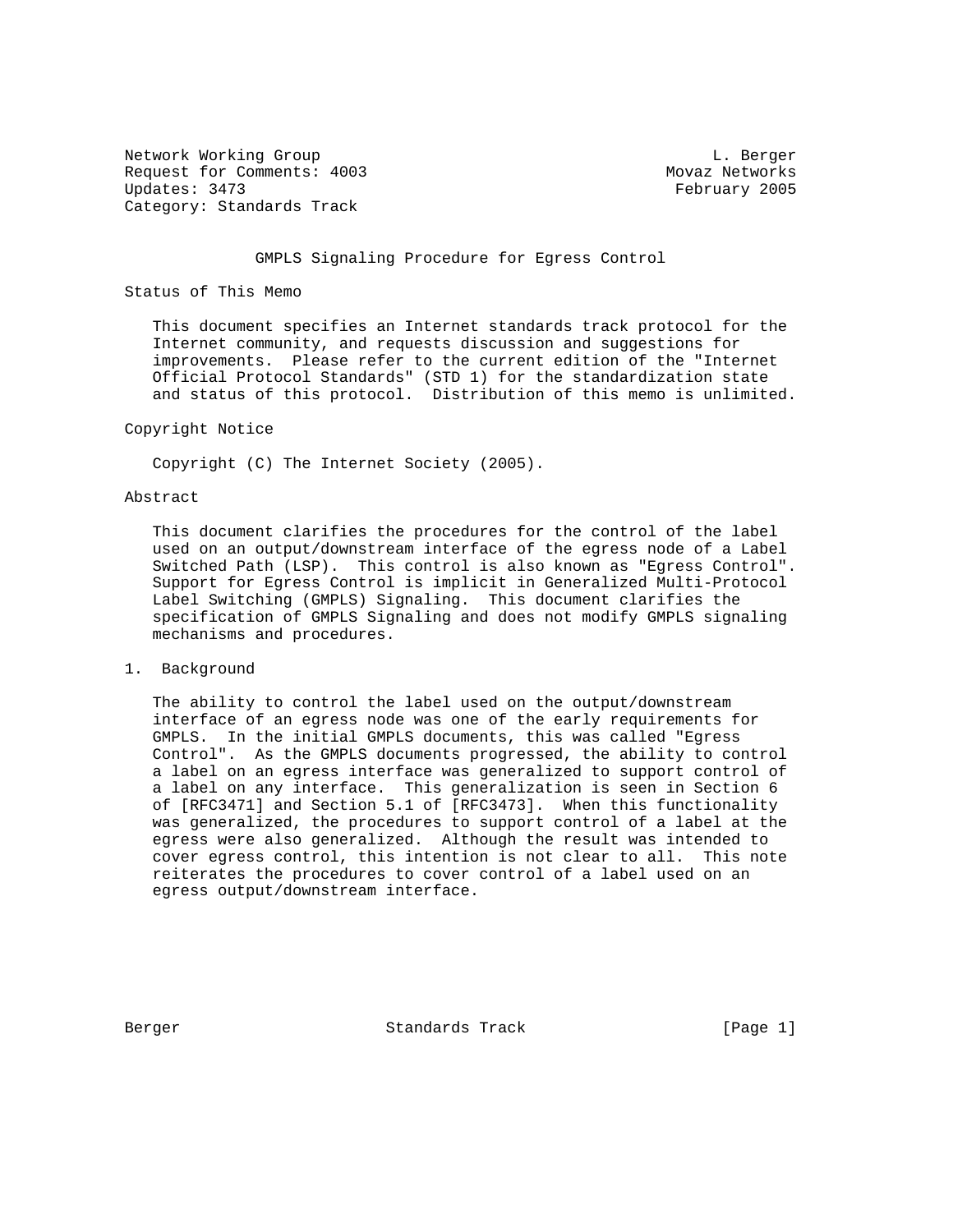Network Working Group L. Berger
Request for Comments: 4003 Movaz Networks
Updates: 3473 February 2005
Category: Standards Track

# GMPLS Signaling Procedure for Egress Control

## Status of This Memo

This document specifies an Internet standards track protocol for the Internet community, and requests discussion and suggestions for improvements. Please refer to the current edition of the "Internet Official Protocol Standards" (STD 1) for the standardization state and status of this protocol. Distribution of this memo is unlimited.

## Copyright Notice

Copyright (C) The Internet Society (2005).

## Abstract

This document clarifies the procedures for the control of the label used on an output/downstream interface of the egress node of a Label Switched Path (LSP). This control is also known as "Egress Control". Support for Egress Control is implicit in Generalized Multi-Protocol Label Switching (GMPLS) Signaling. This document clarifies the specification of GMPLS Signaling and does not modify GMPLS signaling mechanisms and procedures.

## 1. Background

The ability to control the label used on the output/downstream interface of an egress node was one of the early requirements for GMPLS. In the initial GMPLS documents, this was called "Egress Control". As the GMPLS documents progressed, the ability to control a label on an egress interface was generalized to support control of a label on any interface. This generalization is seen in Section 6 of [RFC3471] and Section 5.1 of [RFC3473]. When this functionality was generalized, the procedures to support control of a label at the egress were also generalized. Although the result was intended to cover egress control, this intention is not clear to all. This note reiterates the procedures to cover control of a label used on an egress output/downstream interface.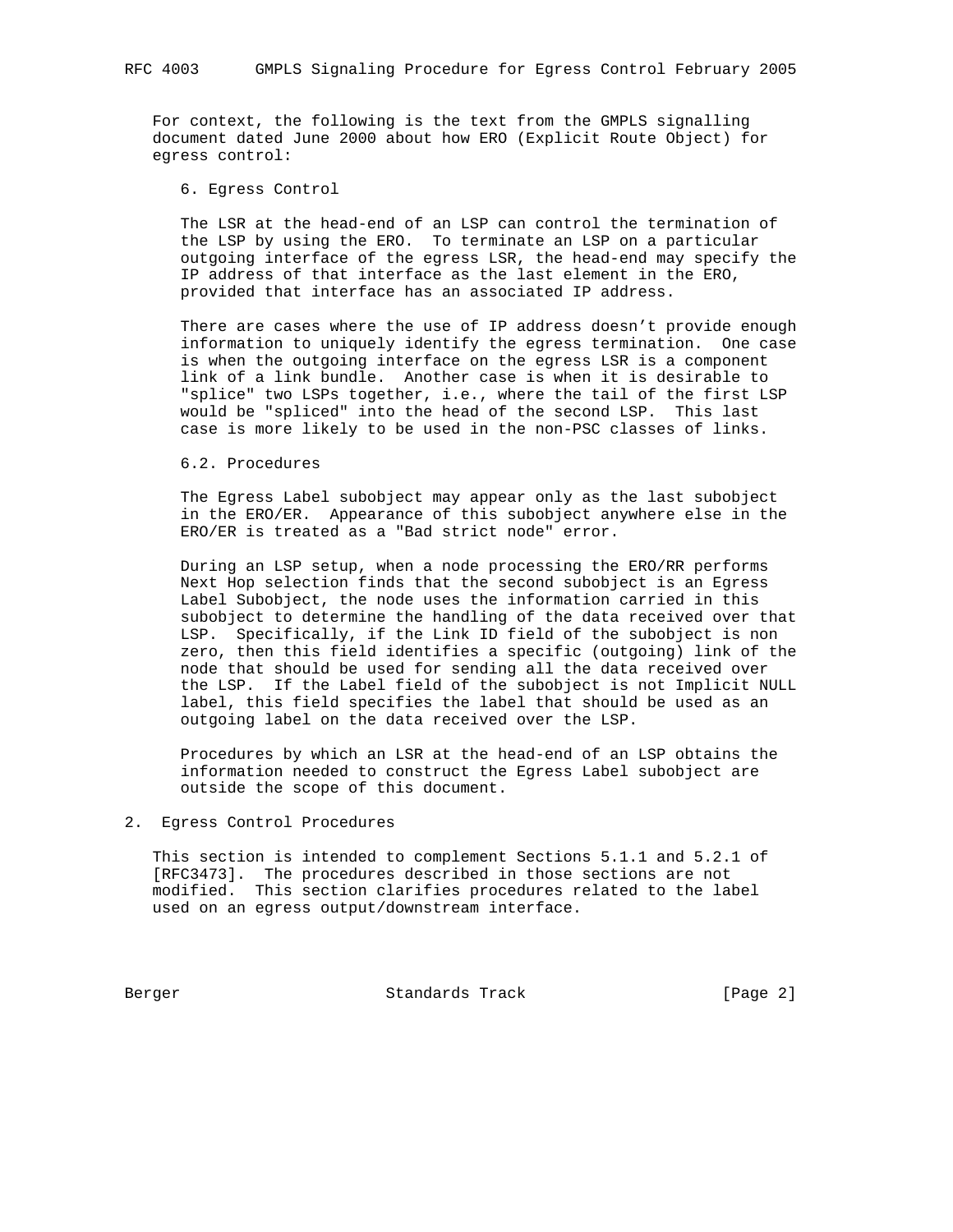For context, the following is the text from the GMPLS signalling document dated June 2000 about how ERO (Explicit Route Object) for egress control:

6. Egress Control

The LSR at the head-end of an LSP can control the termination of the LSP by using the ERO. To terminate an LSP on a particular outgoing interface of the egress LSR, the head-end may specify the IP address of that interface as the last element in the ERO, provided that interface has an associated IP address.

There are cases where the use of IP address doesn't provide enough information to uniquely identify the egress termination. One case is when the outgoing interface on the egress LSR is a component link of a link bundle. Another case is when it is desirable to "splice" two LSPs together, i.e., where the tail of the first LSP would be "spliced" into the head of the second LSP. This last case is more likely to be used in the non-PSC classes of links.

6.2. Procedures

The Egress Label subobject may appear only as the last subobject in the ERO/ER. Appearance of this subobject anywhere else in the ERO/ER is treated as a "Bad strict node" error.

During an LSP setup, when a node processing the ERO/RR performs Next Hop selection finds that the second subobject is an Egress Label Subobject, the node uses the information carried in this subobject to determine the handling of the data received over that LSP. Specifically, if the Link ID field of the subobject is non zero, then this field identifies a specific (outgoing) link of the node that should be used for sending all the data received over the LSP. If the Label field of the subobject is not Implicit NULL label, this field specifies the label that should be used as an outgoing label on the data received over the LSP.

Procedures by which an LSR at the head-end of an LSP obtains the information needed to construct the Egress Label subobject are outside the scope of this document.

## 2. Egress Control Procedures

This section is intended to complement Sections 5.1.1 and 5.2.1 of [RFC3473]. The procedures described in those sections are not modified. This section clarifies procedures related to the label used on an egress output/downstream interface.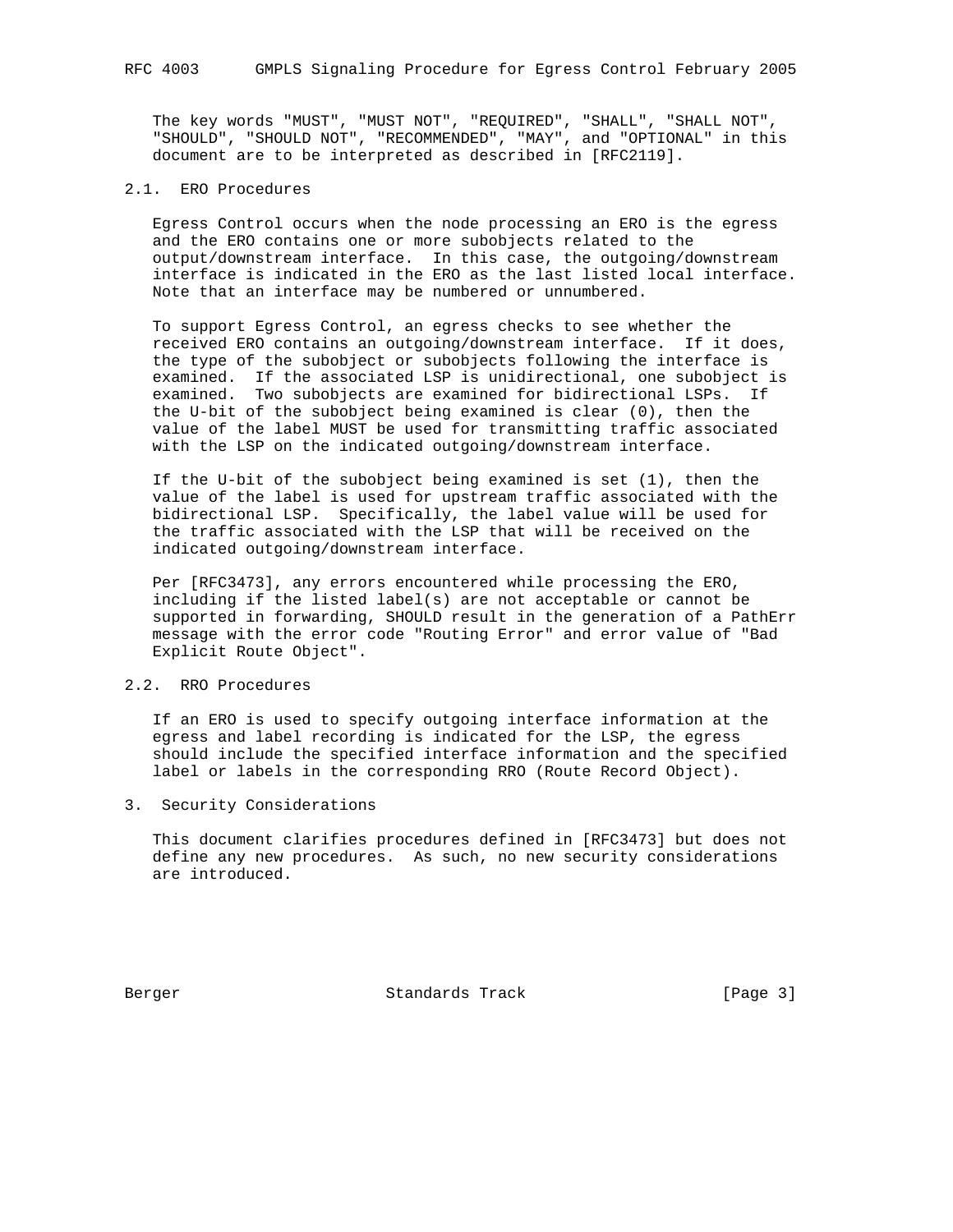The key words "MUST", "MUST NOT", "REQUIRED", "SHALL", "SHALL NOT", "SHOULD", "SHOULD NOT", "RECOMMENDED", "MAY", and "OPTIONAL" in this document are to be interpreted as described in [RFC2119].

## 2.1. ERO Procedures

Egress Control occurs when the node processing an ERO is the egress and the ERO contains one or more subobjects related to the output/downstream interface. In this case, the outgoing/downstream interface is indicated in the ERO as the last listed local interface. Note that an interface may be numbered or unnumbered.

To support Egress Control, an egress checks to see whether the received ERO contains an outgoing/downstream interface. If it does, the type of the subobject or subobjects following the interface is examined. If the associated LSP is unidirectional, one subobject is examined. Two subobjects are examined for bidirectional LSPs. If the U-bit of the subobject being examined is clear (0), then the value of the label MUST be used for transmitting traffic associated with the LSP on the indicated outgoing/downstream interface.

If the U-bit of the subobject being examined is set (1), then the value of the label is used for upstream traffic associated with the bidirectional LSP. Specifically, the label value will be used for the traffic associated with the LSP that will be received on the indicated outgoing/downstream interface.

Per [RFC3473], any errors encountered while processing the ERO, including if the listed label(s) are not acceptable or cannot be supported in forwarding, SHOULD result in the generation of a PathErr message with the error code "Routing Error" and error value of "Bad Explicit Route Object".

## 2.2. RRO Procedures

If an ERO is used to specify outgoing interface information at the egress and label recording is indicated for the LSP, the egress should include the specified interface information and the specified label or labels in the corresponding RRO (Route Record Object).

# 3. Security Considerations

This document clarifies procedures defined in [RFC3473] but does not define any new procedures. As such, no new security considerations are introduced.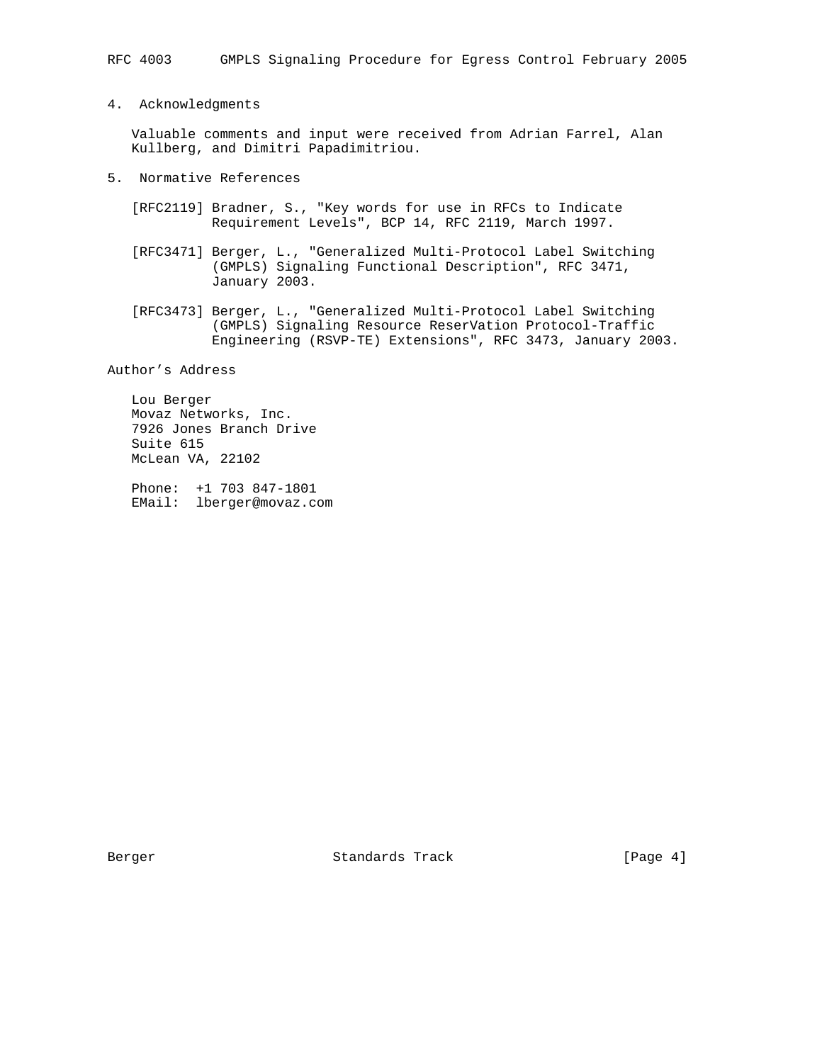## 4. Acknowledgments

Valuable comments and input were received from Adrian Farrel, Alan Kullberg, and Dimitri Papadimitriou.

## 5. Normative References

[RFC2119] Bradner, S., "Key words for use in RFCs to Indicate Requirement Levels", BCP 14, RFC 2119, March 1997.

[RFC3471] Berger, L., "Generalized Multi-Protocol Label Switching (GMPLS) Signaling Functional Description", RFC 3471, January 2003.

[RFC3473] Berger, L., "Generalized Multi-Protocol Label Switching (GMPLS) Signaling Resource ReserVation Protocol-Traffic Engineering (RSVP-TE) Extensions", RFC 3473, January 2003.

## Author's Address

Lou Berger
Movaz Networks, Inc.
7926 Jones Branch Drive
Suite 615
McLean VA, 22102

Phone: +1 703 847-1801
EMail: lberger@movaz.com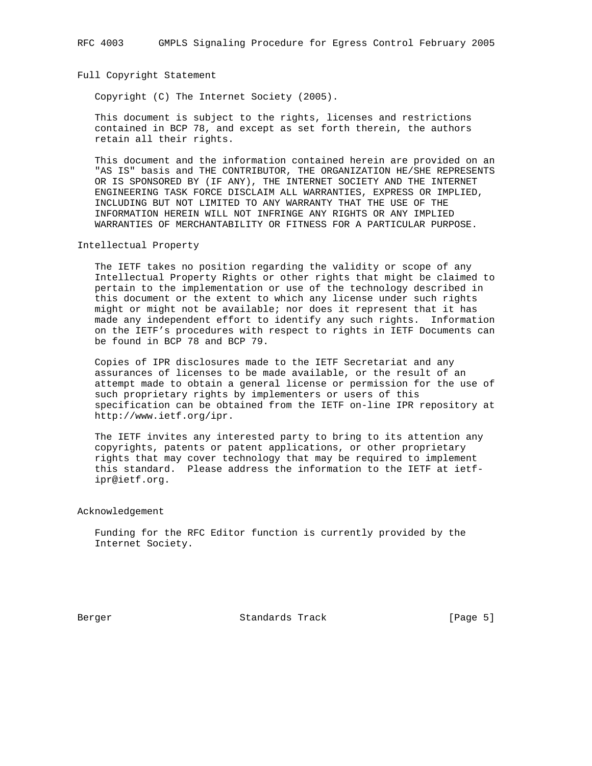## Full Copyright Statement

Copyright (C) The Internet Society (2005).

This document is subject to the rights, licenses and restrictions contained in BCP 78, and except as set forth therein, the authors retain all their rights.

This document and the information contained herein are provided on an "AS IS" basis and THE CONTRIBUTOR, THE ORGANIZATION HE/SHE REPRESENTS OR IS SPONSORED BY (IF ANY), THE INTERNET SOCIETY AND THE INTERNET ENGINEERING TASK FORCE DISCLAIM ALL WARRANTIES, EXPRESS OR IMPLIED, INCLUDING BUT NOT LIMITED TO ANY WARRANTY THAT THE USE OF THE INFORMATION HEREIN WILL NOT INFRINGE ANY RIGHTS OR ANY IMPLIED WARRANTIES OF MERCHANTABILITY OR FITNESS FOR A PARTICULAR PURPOSE.

## Intellectual Property

The IETF takes no position regarding the validity or scope of any Intellectual Property Rights or other rights that might be claimed to pertain to the implementation or use of the technology described in this document or the extent to which any license under such rights might or might not be available; nor does it represent that it has made any independent effort to identify any such rights. Information on the IETF's procedures with respect to rights in IETF Documents can be found in BCP 78 and BCP 79.

Copies of IPR disclosures made to the IETF Secretariat and any assurances of licenses to be made available, or the result of an attempt made to obtain a general license or permission for the use of such proprietary rights by implementers or users of this specification can be obtained from the IETF on-line IPR repository at http://www.ietf.org/ipr.

The IETF invites any interested party to bring to its attention any copyrights, patents or patent applications, or other proprietary rights that may cover technology that may be required to implement this standard. Please address the information to the IETF at ietf-ipr@ietf.org.

## Acknowledgement

Funding for the RFC Editor function is currently provided by the Internet Society.